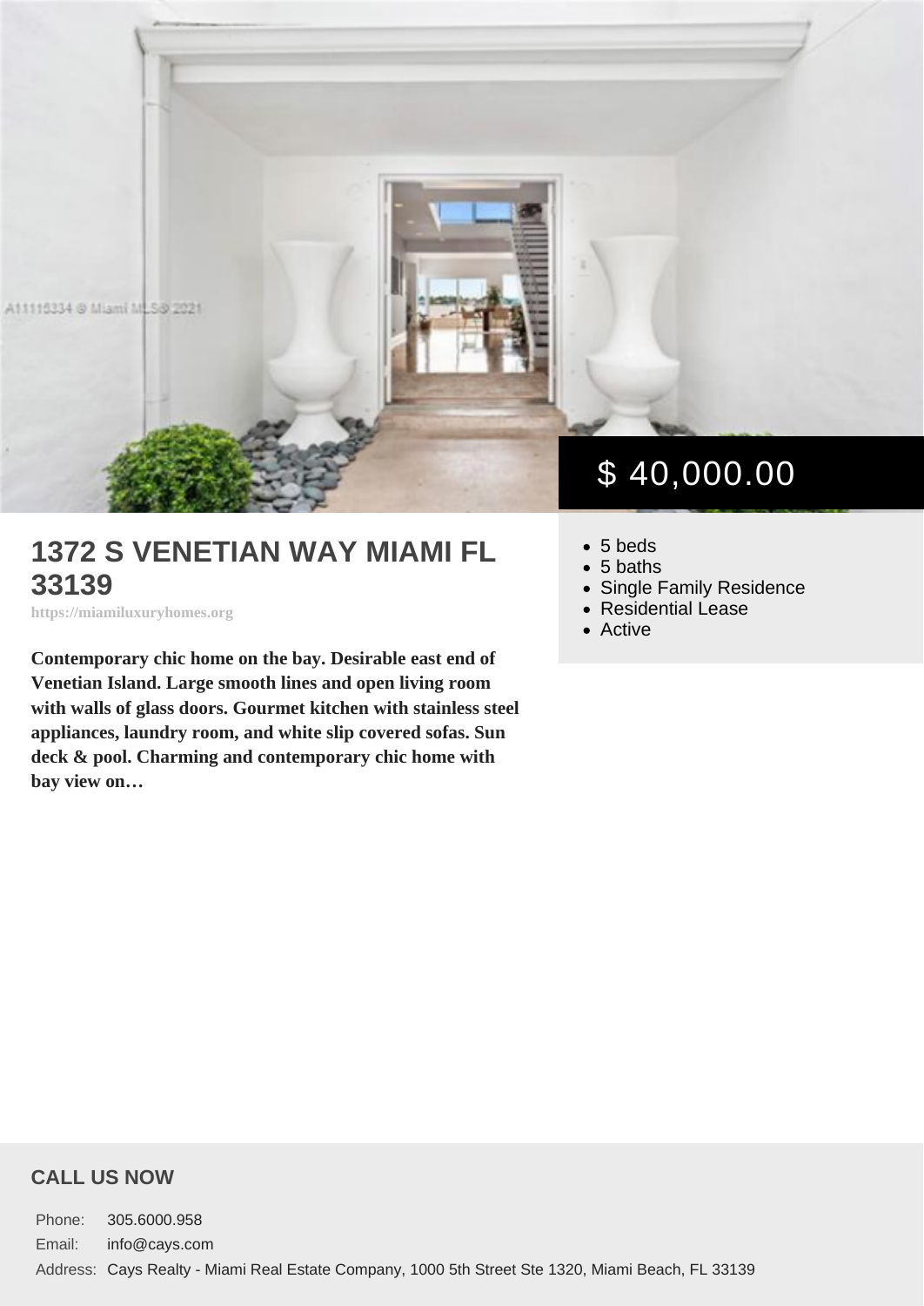$ 40,000.00

# 1372 S VENETIAN WAY MIAMI FL 33139

https://miamiluxuryhomes.org

**Contemporary chic home on the bay. Desirable east end of Venetian Island. Large smooth lines and open living room with walls of glass doors. Gourmet kitchen with stainless steel appliances, laundry room, and white slip covered sofas. Sun deck & pool. Charming and contemporary chic home with bay view on…**

- 5 beds
- 5 baths
- Single Family Residence
- Residential Lease
- Active

## CALL US NOW

| | |
|---|---|
| Phone: | 305.6000.958 |
| Email: | info@cays.com |
| Address: | Cays Realty - Miami Real Estate Company, 1000 5th Street Ste 1320, Miami Beach, FL 33139 |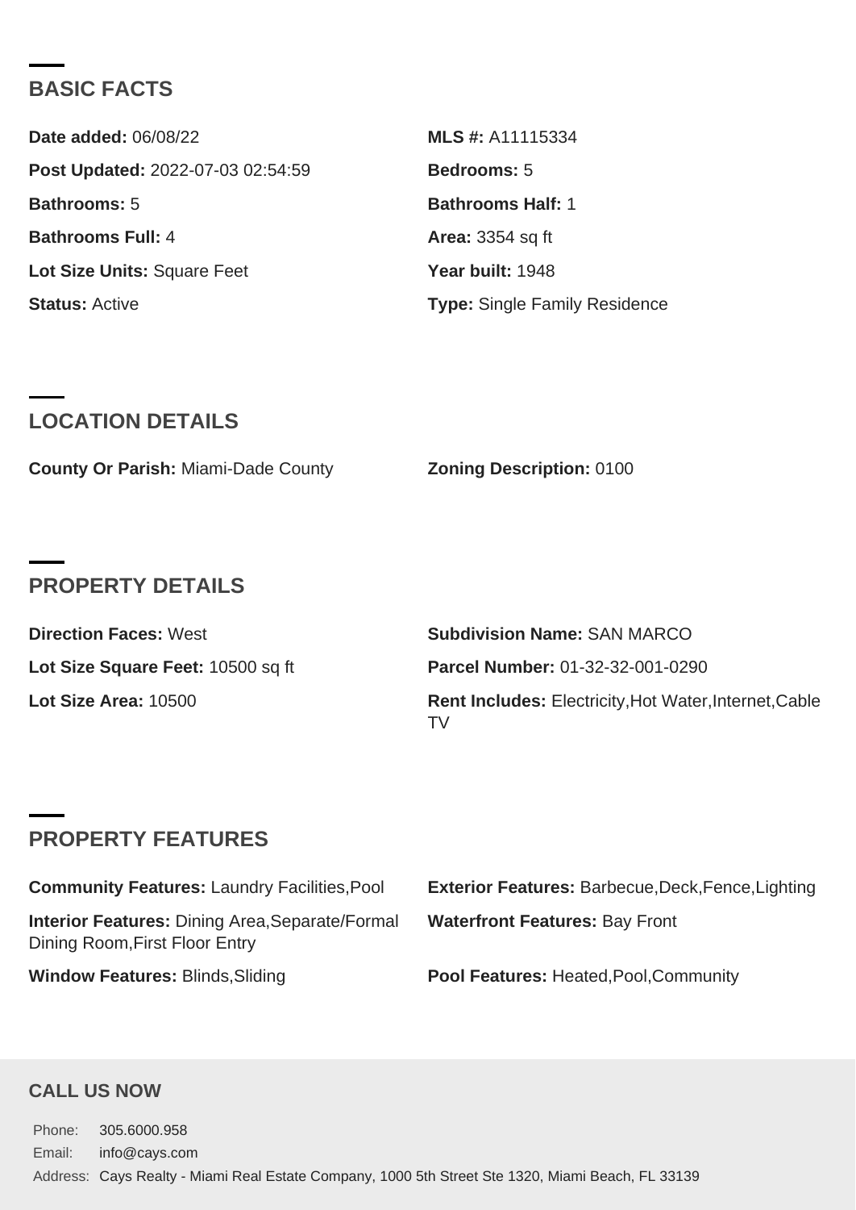## BASIC FACTS

**Date added:** 06/08/22

**MLS #:** A11115334

**Post Updated:** 2022-07-03 02:54:59

**Bedrooms:** 5

**Bathrooms:** 5

**Bathrooms Half:** 1

**Bathrooms Full:** 4

**Area:** 3354 sq ft

**Lot Size Units:** Square Feet

**Year built:** 1948

**Status:** Active

**Type:** Single Family Residence

## LOCATION DETAILS

**County Or Parish:** Miami-Dade County

**Zoning Description:** 0100

## PROPERTY DETAILS

**Direction Faces:** West

**Subdivision Name:** SAN MARCO

**Lot Size Square Feet:** 10500 sq ft

**Parcel Number:** 01-32-32-001-0290

**Lot Size Area:** 10500

**Rent Includes:** Electricity,Hot Water,Internet,Cable TV

## PROPERTY FEATURES

**Community Features:** Laundry Facilities,Pool

**Exterior Features:** Barbecue,Deck,Fence,Lighting

**Interior Features:** Dining Area,Separate/Formal Dining Room,First Floor Entry

**Waterfront Features:** Bay Front

**Window Features:** Blinds,Sliding

**Pool Features:** Heated,Pool,Community

### CALL US NOW

Phone: 305.6000.958

Email: info@cays.com

Address: Cays Realty - Miami Real Estate Company, 1000 5th Street Ste 1320, Miami Beach, FL 33139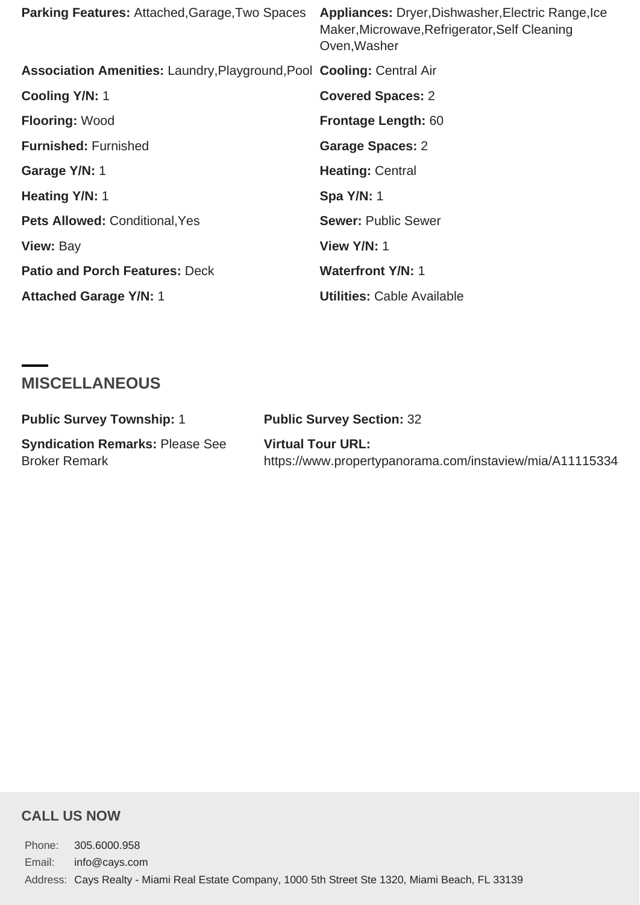**Parking Features:** Attached,Garage,Two Spaces

**Appliances:** Dryer,Dishwasher,Electric Range,Ice Maker,Microwave,Refrigerator,Self Cleaning Oven,Washer

**Association Amenities:** Laundry,Playground,Pool

**Cooling:** Central Air

**Cooling Y/N:** 1

**Covered Spaces:** 2

**Flooring:** Wood

**Frontage Length:** 60

**Furnished:** Furnished

**Garage Spaces:** 2

**Garage Y/N:** 1

**Heating:** Central

**Heating Y/N:** 1

**Spa Y/N:** 1

**Pets Allowed:** Conditional,Yes

**Sewer:** Public Sewer

**View:** Bay

**View Y/N:** 1

**Patio and Porch Features:** Deck

**Waterfront Y/N:** 1

**Attached Garage Y/N:** 1

**Utilities:** Cable Available

## MISCELLANEOUS

**Public Survey Township:** 1

**Public Survey Section:** 32

**Syndication Remarks:** Please See Broker Remark

**Virtual Tour URL:** https://www.propertypanorama.com/instaview/mia/A11115334

### CALL US NOW

Phone: 305.6000.958

Email: info@cays.com

Address: Cays Realty - Miami Real Estate Company, 1000 5th Street Ste 1320, Miami Beach, FL 33139